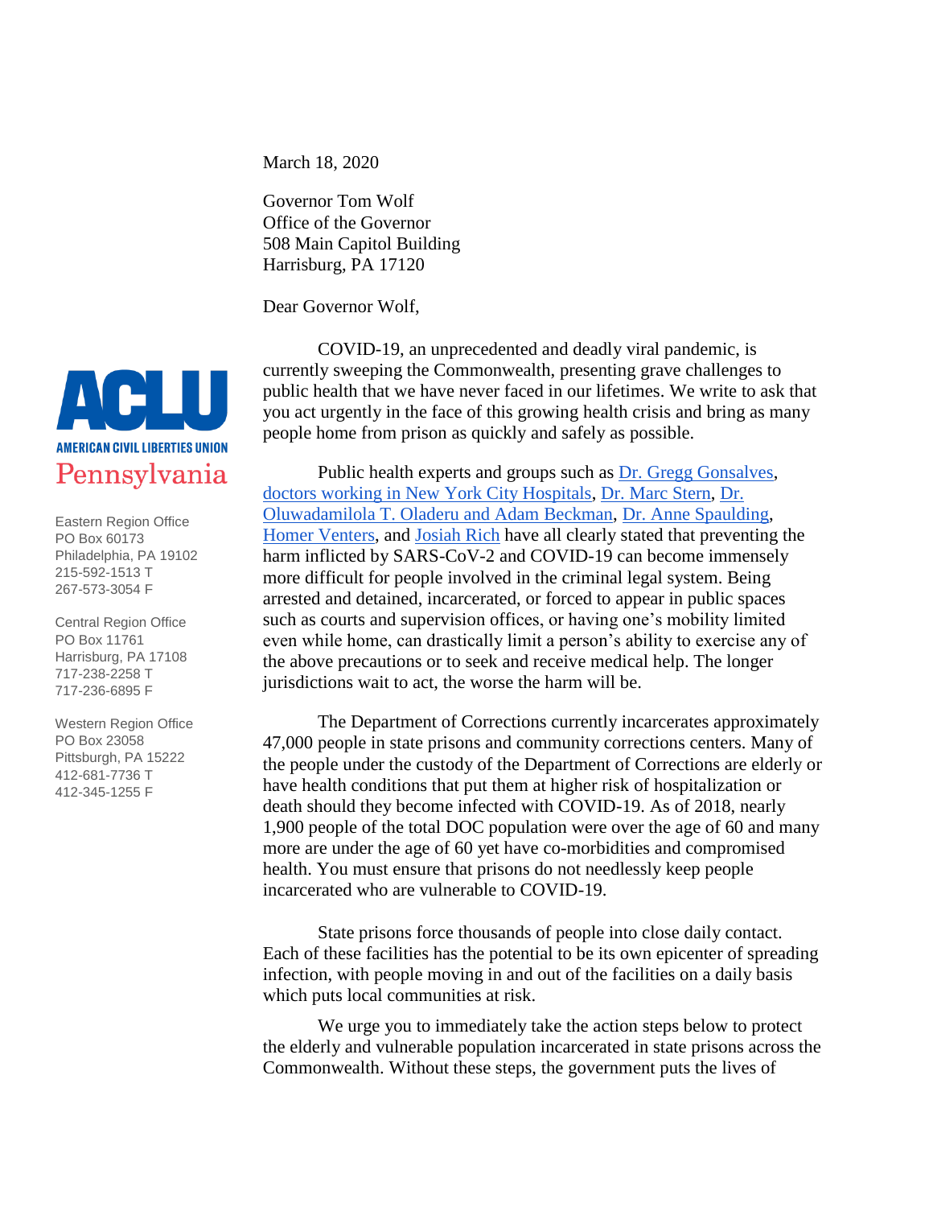**ACLU**
**AMERICAN CIVIL LIBERTIES UNION**
Pennsylvania

Eastern Region Office
PO Box 60173
Philadelphia, PA 19102
215-592-1513 T
267-573-3054 F

Central Region Office
PO Box 11761
Harrisburg, PA 17108
717-238-2258 T
717-236-6895 F

Western Region Office
PO Box 23058
Pittsburgh, PA 15222
412-681-7736 T
412-345-1255 F

March 18, 2020

Governor Tom Wolf
Office of the Governor
508 Main Capitol Building
Harrisburg, PA 17120

Dear Governor Wolf,

COVID-19, an unprecedented and deadly viral pandemic, is currently sweeping the Commonwealth, presenting grave challenges to public health that we have never faced in our lifetimes. We write to ask that you act urgently in the face of this growing health crisis and bring as many people home from prison as quickly and safely as possible.

Public health experts and groups such as Dr. Gregg Gonsalves, doctors working in New York City Hospitals, Dr. Marc Stern, Dr. Oluwadamilola T. Oladeru and Adam Beckman, Dr. Anne Spaulding, Homer Venters, and Josiah Rich have all clearly stated that preventing the harm inflicted by SARS-CoV-2 and COVID-19 can become immensely more difficult for people involved in the criminal legal system. Being arrested and detained, incarcerated, or forced to appear in public spaces such as courts and supervision offices, or having one's mobility limited even while home, can drastically limit a person's ability to exercise any of the above precautions or to seek and receive medical help. The longer jurisdictions wait to act, the worse the harm will be.

The Department of Corrections currently incarcerates approximately 47,000 people in state prisons and community corrections centers. Many of the people under the custody of the Department of Corrections are elderly or have health conditions that put them at higher risk of hospitalization or death should they become infected with COVID-19. As of 2018, nearly 1,900 people of the total DOC population were over the age of 60 and many more are under the age of 60 yet have co-morbidities and compromised health. You must ensure that prisons do not needlessly keep people incarcerated who are vulnerable to COVID-19.

State prisons force thousands of people into close daily contact. Each of these facilities has the potential to be its own epicenter of spreading infection, with people moving in and out of the facilities on a daily basis which puts local communities at risk.

We urge you to immediately take the action steps below to protect the elderly and vulnerable population incarcerated in state prisons across the Commonwealth. Without these steps, the government puts the lives of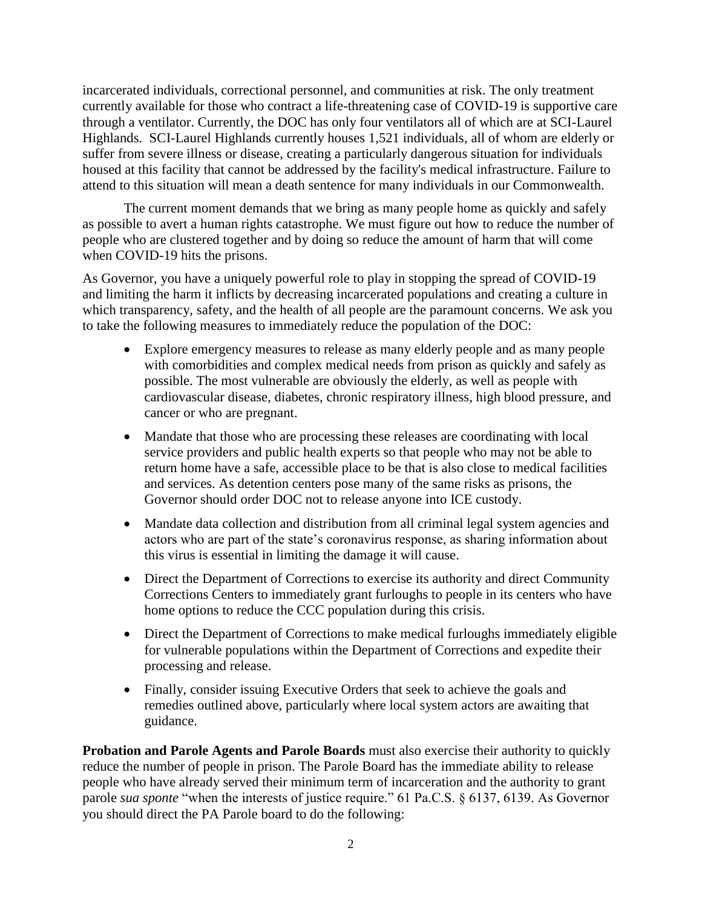incarcerated individuals, correctional personnel, and communities at risk. The only treatment currently available for those who contract a life-threatening case of COVID-19 is supportive care through a ventilator. Currently, the DOC has only four ventilators all of which are at SCI-Laurel Highlands. SCI-Laurel Highlands currently houses 1,521 individuals, all of whom are elderly or suffer from severe illness or disease, creating a particularly dangerous situation for individuals housed at this facility that cannot be addressed by the facility's medical infrastructure. Failure to attend to this situation will mean a death sentence for many individuals in our Commonwealth.

The current moment demands that we bring as many people home as quickly and safely as possible to avert a human rights catastrophe. We must figure out how to reduce the number of people who are clustered together and by doing so reduce the amount of harm that will come when COVID-19 hits the prisons.

As Governor, you have a uniquely powerful role to play in stopping the spread of COVID-19 and limiting the harm it inflicts by decreasing incarcerated populations and creating a culture in which transparency, safety, and the health of all people are the paramount concerns. We ask you to take the following measures to immediately reduce the population of the DOC:

- Explore emergency measures to release as many elderly people and as many people with comorbidities and complex medical needs from prison as quickly and safely as possible. The most vulnerable are obviously the elderly, as well as people with cardiovascular disease, diabetes, chronic respiratory illness, high blood pressure, and cancer or who are pregnant.
- Mandate that those who are processing these releases are coordinating with local service providers and public health experts so that people who may not be able to return home have a safe, accessible place to be that is also close to medical facilities and services. As detention centers pose many of the same risks as prisons, the Governor should order DOC not to release anyone into ICE custody.
- Mandate data collection and distribution from all criminal legal system agencies and actors who are part of the state's coronavirus response, as sharing information about this virus is essential in limiting the damage it will cause.
- Direct the Department of Corrections to exercise its authority and direct Community Corrections Centers to immediately grant furloughs to people in its centers who have home options to reduce the CCC population during this crisis.
- Direct the Department of Corrections to make medical furloughs immediately eligible for vulnerable populations within the Department of Corrections and expedite their processing and release.
- Finally, consider issuing Executive Orders that seek to achieve the goals and remedies outlined above, particularly where local system actors are awaiting that guidance.

**Probation and Parole Agents and Parole Boards** must also exercise their authority to quickly reduce the number of people in prison. The Parole Board has the immediate ability to release people who have already served their minimum term of incarceration and the authority to grant parole *sua sponte* "when the interests of justice require." 61 Pa.C.S. § 6137, 6139. As Governor you should direct the PA Parole board to do the following: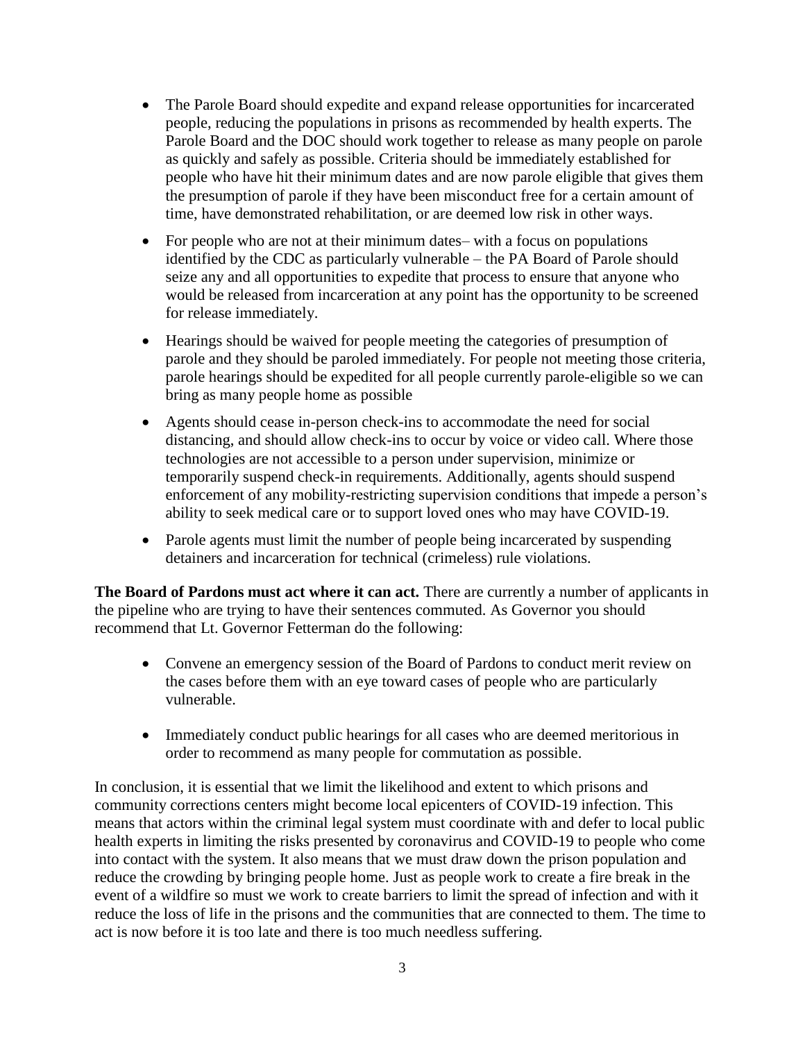- The Parole Board should expedite and expand release opportunities for incarcerated people, reducing the populations in prisons as recommended by health experts. The Parole Board and the DOC should work together to release as many people on parole as quickly and safely as possible. Criteria should be immediately established for people who have hit their minimum dates and are now parole eligible that gives them the presumption of parole if they have been misconduct free for a certain amount of time, have demonstrated rehabilitation, or are deemed low risk in other ways.

- For people who are not at their minimum dates– with a focus on populations identified by the CDC as particularly vulnerable – the PA Board of Parole should seize any and all opportunities to expedite that process to ensure that anyone who would be released from incarceration at any point has the opportunity to be screened for release immediately.

- Hearings should be waived for people meeting the categories of presumption of parole and they should be paroled immediately. For people not meeting those criteria, parole hearings should be expedited for all people currently parole-eligible so we can bring as many people home as possible

- Agents should cease in-person check-ins to accommodate the need for social distancing, and should allow check-ins to occur by voice or video call. Where those technologies are not accessible to a person under supervision, minimize or temporarily suspend check-in requirements. Additionally, agents should suspend enforcement of any mobility-restricting supervision conditions that impede a person's ability to seek medical care or to support loved ones who may have COVID-19.

- Parole agents must limit the number of people being incarcerated by suspending detainers and incarceration for technical (crimeless) rule violations.

**The Board of Pardons must act where it can act.** There are currently a number of applicants in the pipeline who are trying to have their sentences commuted. As Governor you should recommend that Lt. Governor Fetterman do the following:

- Convene an emergency session of the Board of Pardons to conduct merit review on the cases before them with an eye toward cases of people who are particularly vulnerable.

- Immediately conduct public hearings for all cases who are deemed meritorious in order to recommend as many people for commutation as possible.

In conclusion, it is essential that we limit the likelihood and extent to which prisons and community corrections centers might become local epicenters of COVID-19 infection. This means that actors within the criminal legal system must coordinate with and defer to local public health experts in limiting the risks presented by coronavirus and COVID-19 to people who come into contact with the system. It also means that we must draw down the prison population and reduce the crowding by bringing people home. Just as people work to create a fire break in the event of a wildfire so must we work to create barriers to limit the spread of infection and with it reduce the loss of life in the prisons and the communities that are connected to them. The time to act is now before it is too late and there is too much needless suffering.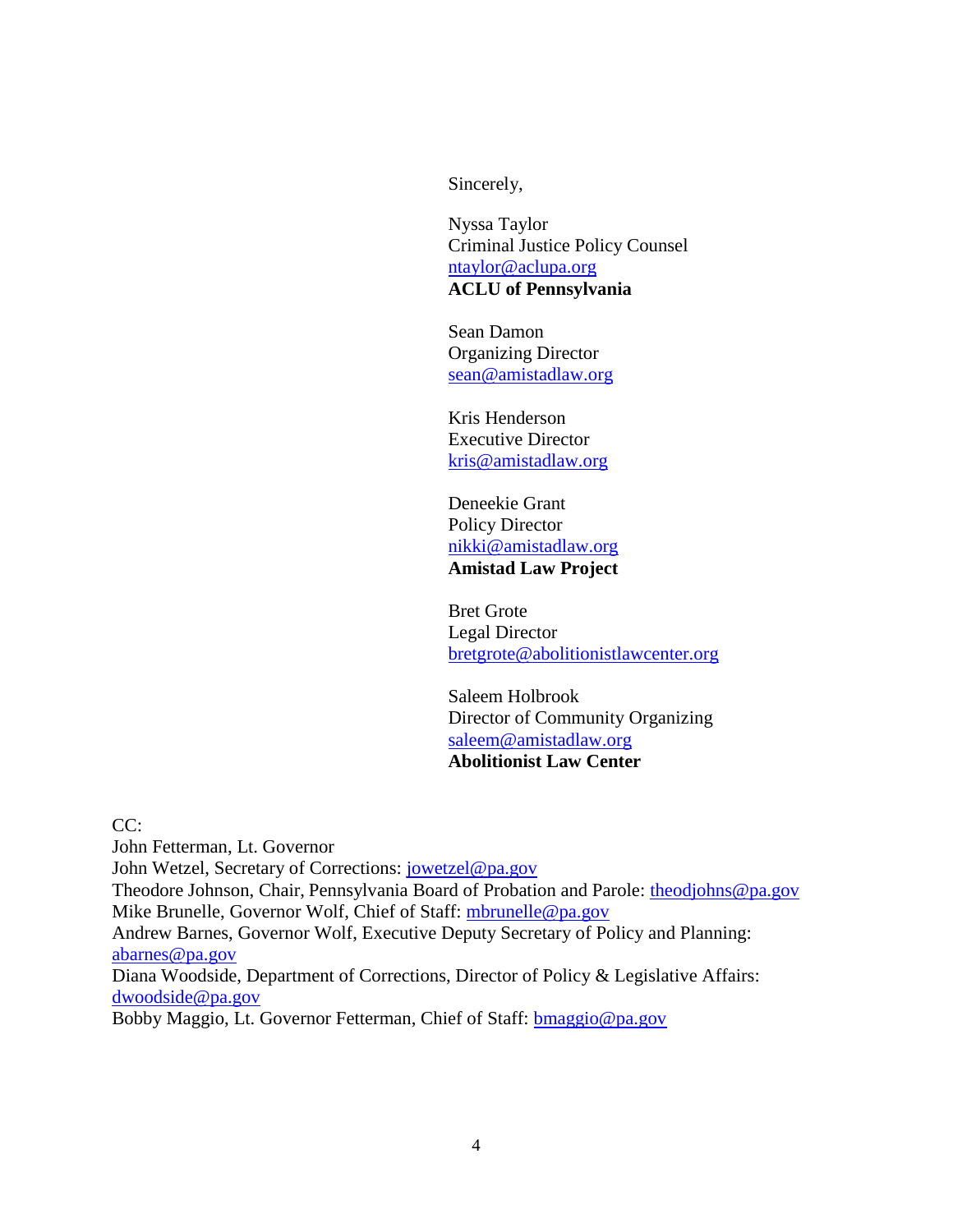Sincerely,

Nyssa Taylor
Criminal Justice Policy Counsel
ntaylor@aclupa.org
**ACLU of Pennsylvania**

Sean Damon
Organizing Director
sean@amistadlaw.org

Kris Henderson
Executive Director
kris@amistadlaw.org

Deneekie Grant
Policy Director
nikki@amistadlaw.org
**Amistad Law Project**

Bret Grote
Legal Director
bretgrote@abolitionistlawcenter.org

Saleem Holbrook
Director of Community Organizing
saleem@amistadlaw.org
**Abolitionist Law Center**

CC:
John Fetterman, Lt. Governor
John Wetzel, Secretary of Corrections: jowetzel@pa.gov
Theodore Johnson, Chair, Pennsylvania Board of Probation and Parole: theodjohns@pa.gov
Mike Brunelle, Governor Wolf, Chief of Staff: mbrunelle@pa.gov
Andrew Barnes, Governor Wolf, Executive Deputy Secretary of Policy and Planning: abarnes@pa.gov
Diana Woodside, Department of Corrections, Director of Policy & Legislative Affairs: dwoodside@pa.gov
Bobby Maggio, Lt. Governor Fetterman, Chief of Staff: bmaggio@pa.gov